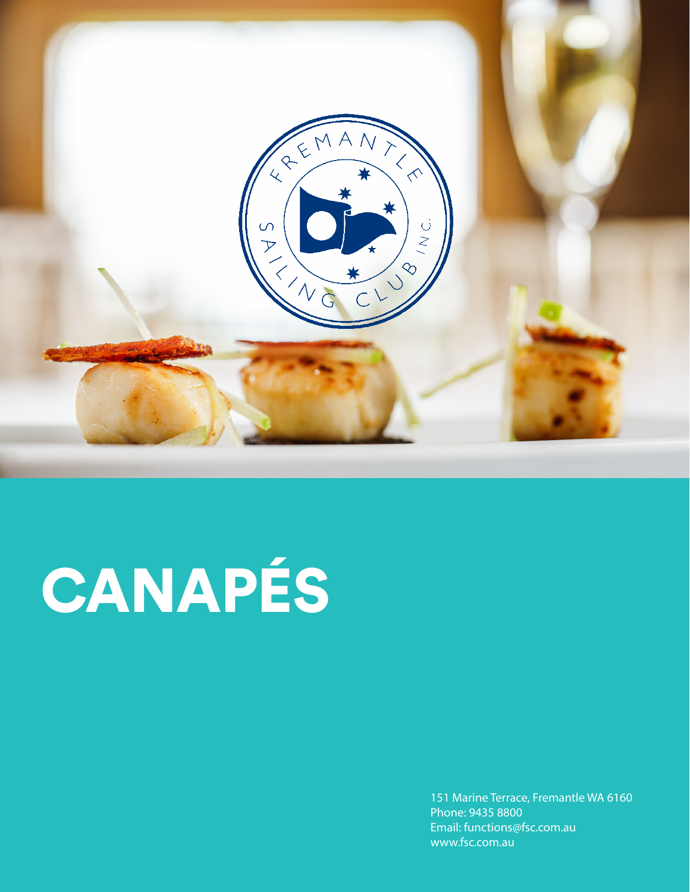# CANAPÉS

151 Marine Terrace, Fremantle WA 6160
Phone: 9435 8800
Email: functions@fsc.com.au
www.fsc.com.au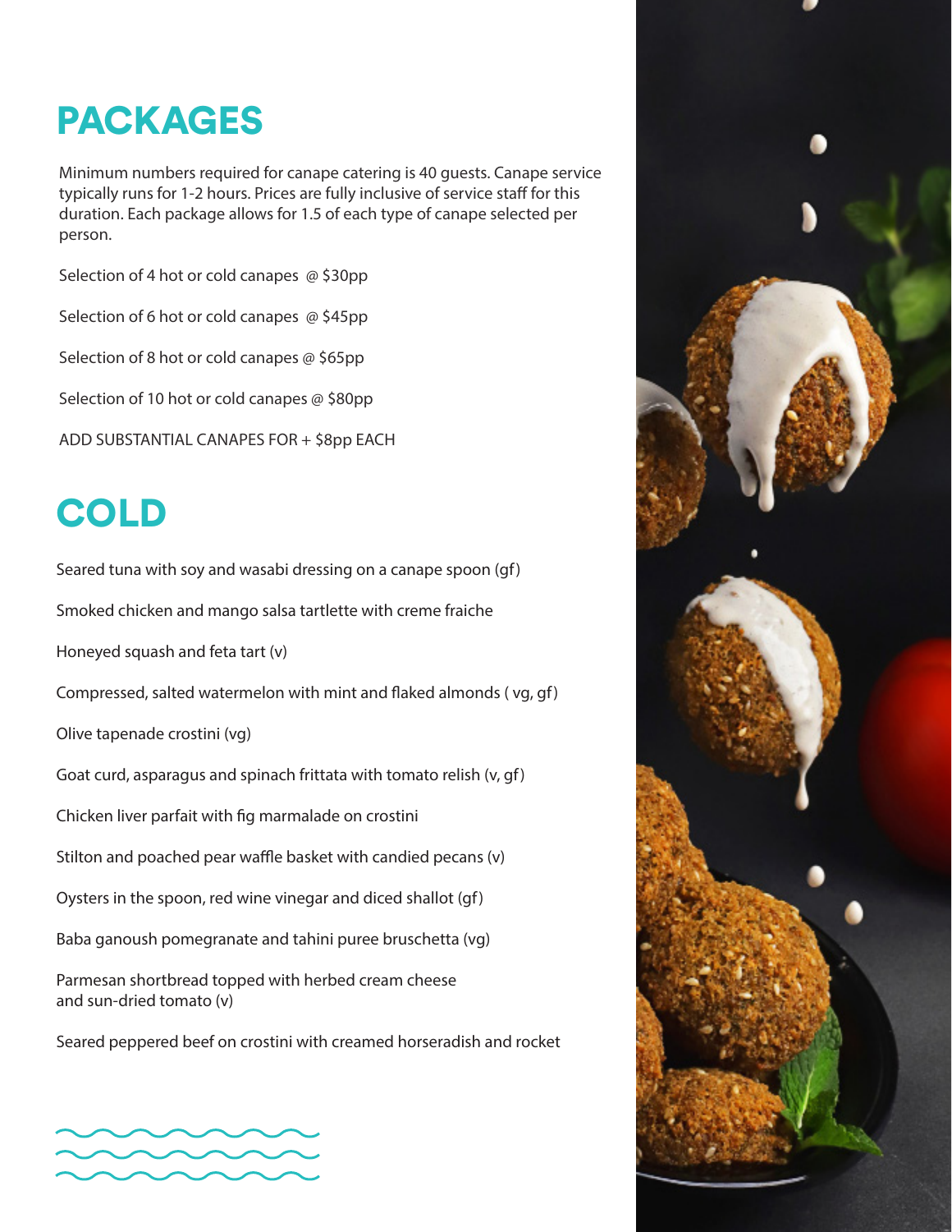# PACKAGES

Minimum numbers required for canape catering is 40 guests. Canape service typically runs for 1-2 hours. Prices are fully inclusive of service staff for this duration. Each package allows for 1.5 of each type of canape selected per person.

Selection of 4 hot or cold canapes @ $30pp

Selection of 6 hot or cold canapes @ $45pp

Selection of 8 hot or cold canapes @ $65pp

Selection of 10 hot or cold canapes @ $80pp

ADD SUBSTANTIAL CANAPES FOR + $8pp EACH

# COLD

Seared tuna with soy and wasabi dressing on a canape spoon (gf)

Smoked chicken and mango salsa tartlette with creme fraiche

Honeyed squash and feta tart (v)

Compressed, salted watermelon with mint and flaked almonds ( vg, gf)

Olive tapenade crostini (vg)

Goat curd, asparagus and spinach frittata with tomato relish (v, gf)

Chicken liver parfait with fig marmalade on crostini

Stilton and poached pear waffle basket with candied pecans (v)

Oysters in the spoon, red wine vinegar and diced shallot (gf)

Baba ganoush pomegranate and tahini puree bruschetta (vg)

Parmesan shortbread topped with herbed cream cheese and sun-dried tomato (v)

Seared peppered beef on crostini with creamed horseradish and rocket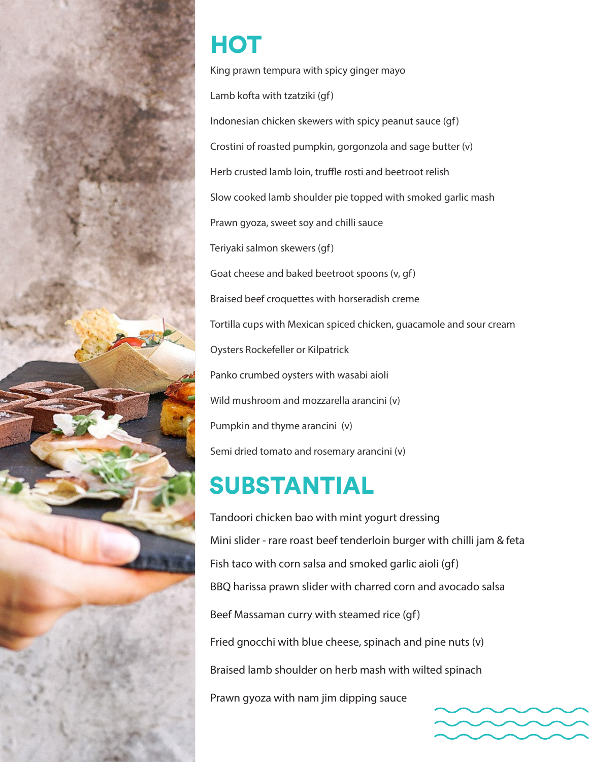# HOT

King prawn tempura with spicy ginger mayo

Lamb kofta with tzatziki (gf)

Indonesian chicken skewers with spicy peanut sauce (gf)

Crostini of roasted pumpkin, gorgonzola and sage butter (v)

Herb crusted lamb loin, truffle rosti and beetroot relish

Slow cooked lamb shoulder pie topped with smoked garlic mash

Prawn gyoza, sweet soy and chilli sauce

Teriyaki salmon skewers (gf)

Goat cheese and baked beetroot spoons (v, gf)

Braised beef croquettes with horseradish creme

Tortilla cups with Mexican spiced chicken, guacamole and sour cream

Oysters Rockefeller or Kilpatrick

Panko crumbed oysters with wasabi aioli

Wild mushroom and mozzarella arancini (v)

Pumpkin and thyme arancini (v)

Semi dried tomato and rosemary arancini (v)

# SUBSTANTIAL

Tandoori chicken bao with mint yogurt dressing

Mini slider - rare roast beef tenderloin burger with chilli jam & feta

Fish taco with corn salsa and smoked garlic aioli (gf)

BBQ harissa prawn slider with charred corn and avocado salsa

Beef Massaman curry with steamed rice (gf)

Fried gnocchi with blue cheese, spinach and pine nuts (v)

Braised lamb shoulder on herb mash with wilted spinach

Prawn gyoza with nam jim dipping sauce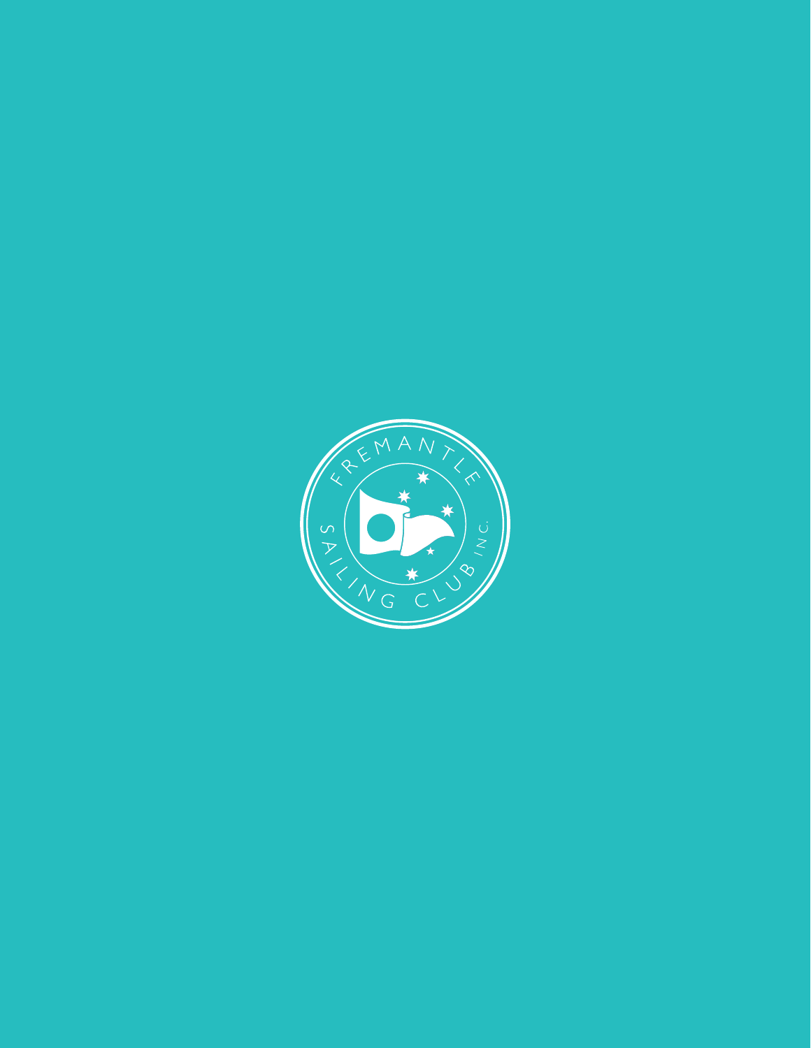FREMANTLE SAILING CLUB INC.